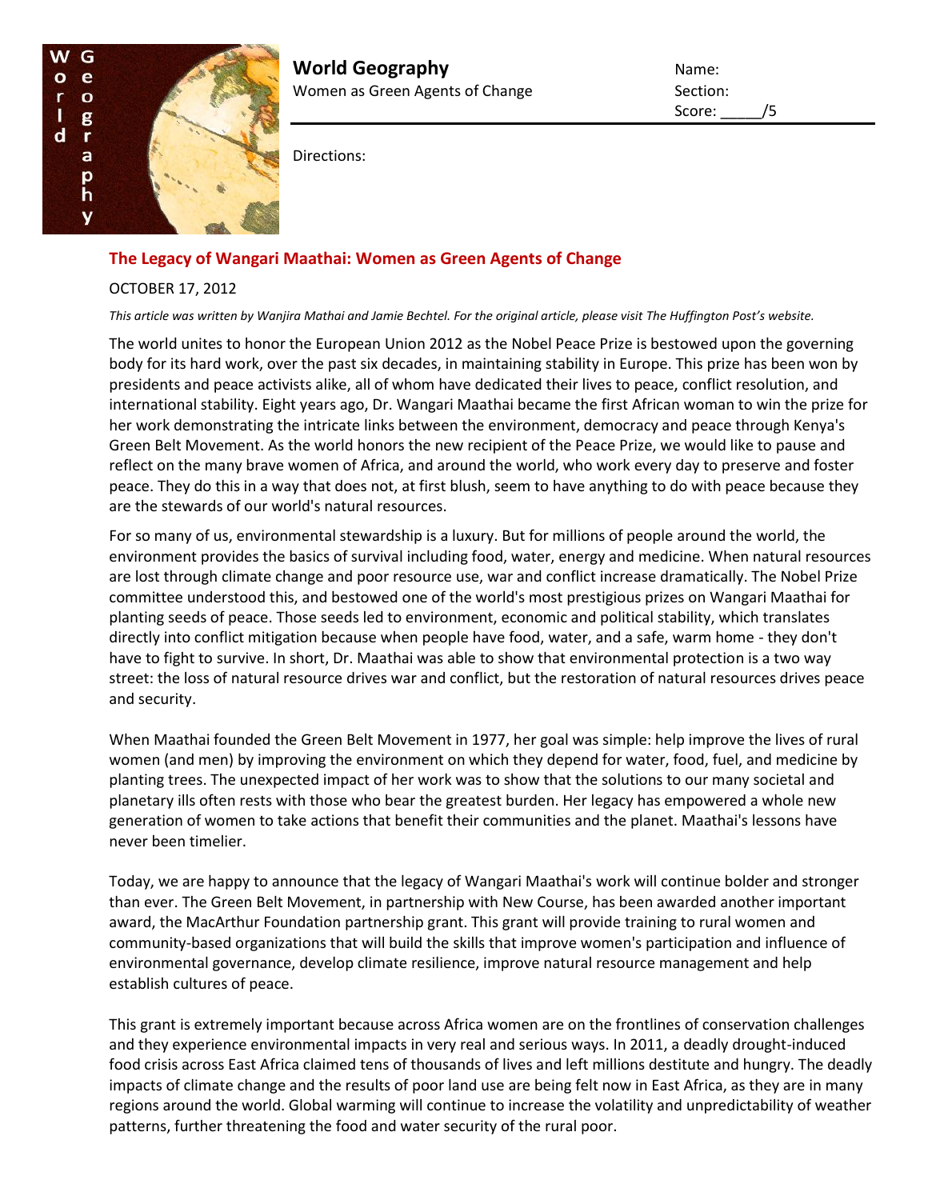# World Geography

Women as Green Agents of Change

Name:
Section:
Score: _____/5

Directions:

## The Legacy of Wangari Maathai: Women as Green Agents of Change

OCTOBER 17, 2012

*This article was written by Wanjira Mathai and Jamie Bechtel. For the original article, please visit The Huffington Post's website.*

The world unites to honor the European Union 2012 as the Nobel Peace Prize is bestowed upon the governing body for its hard work, over the past six decades, in maintaining stability in Europe. This prize has been won by presidents and peace activists alike, all of whom have dedicated their lives to peace, conflict resolution, and international stability. Eight years ago, Dr. Wangari Maathai became the first African woman to win the prize for her work demonstrating the intricate links between the environment, democracy and peace through Kenya's Green Belt Movement. As the world honors the new recipient of the Peace Prize, we would like to pause and reflect on the many brave women of Africa, and around the world, who work every day to preserve and foster peace. They do this in a way that does not, at first blush, seem to have anything to do with peace because they are the stewards of our world's natural resources.

For so many of us, environmental stewardship is a luxury. But for millions of people around the world, the environment provides the basics of survival including food, water, energy and medicine. When natural resources are lost through climate change and poor resource use, war and conflict increase dramatically. The Nobel Prize committee understood this, and bestowed one of the world's most prestigious prizes on Wangari Maathai for planting seeds of peace. Those seeds led to environment, economic and political stability, which translates directly into conflict mitigation because when people have food, water, and a safe, warm home - they don't have to fight to survive. In short, Dr. Maathai was able to show that environmental protection is a two way street: the loss of natural resource drives war and conflict, but the restoration of natural resources drives peace and security.

When Maathai founded the Green Belt Movement in 1977, her goal was simple: help improve the lives of rural women (and men) by improving the environment on which they depend for water, food, fuel, and medicine by planting trees. The unexpected impact of her work was to show that the solutions to our many societal and planetary ills often rests with those who bear the greatest burden. Her legacy has empowered a whole new generation of women to take actions that benefit their communities and the planet. Maathai's lessons have never been timelier.

Today, we are happy to announce that the legacy of Wangari Maathai's work will continue bolder and stronger than ever. The Green Belt Movement, in partnership with New Course, has been awarded another important award, the MacArthur Foundation partnership grant. This grant will provide training to rural women and community-based organizations that will build the skills that improve women's participation and influence of environmental governance, develop climate resilience, improve natural resource management and help establish cultures of peace.

This grant is extremely important because across Africa women are on the frontlines of conservation challenges and they experience environmental impacts in very real and serious ways. In 2011, a deadly drought-induced food crisis across East Africa claimed tens of thousands of lives and left millions destitute and hungry. The deadly impacts of climate change and the results of poor land use are being felt now in East Africa, as they are in many regions around the world. Global warming will continue to increase the volatility and unpredictability of weather patterns, further threatening the food and water security of the rural poor.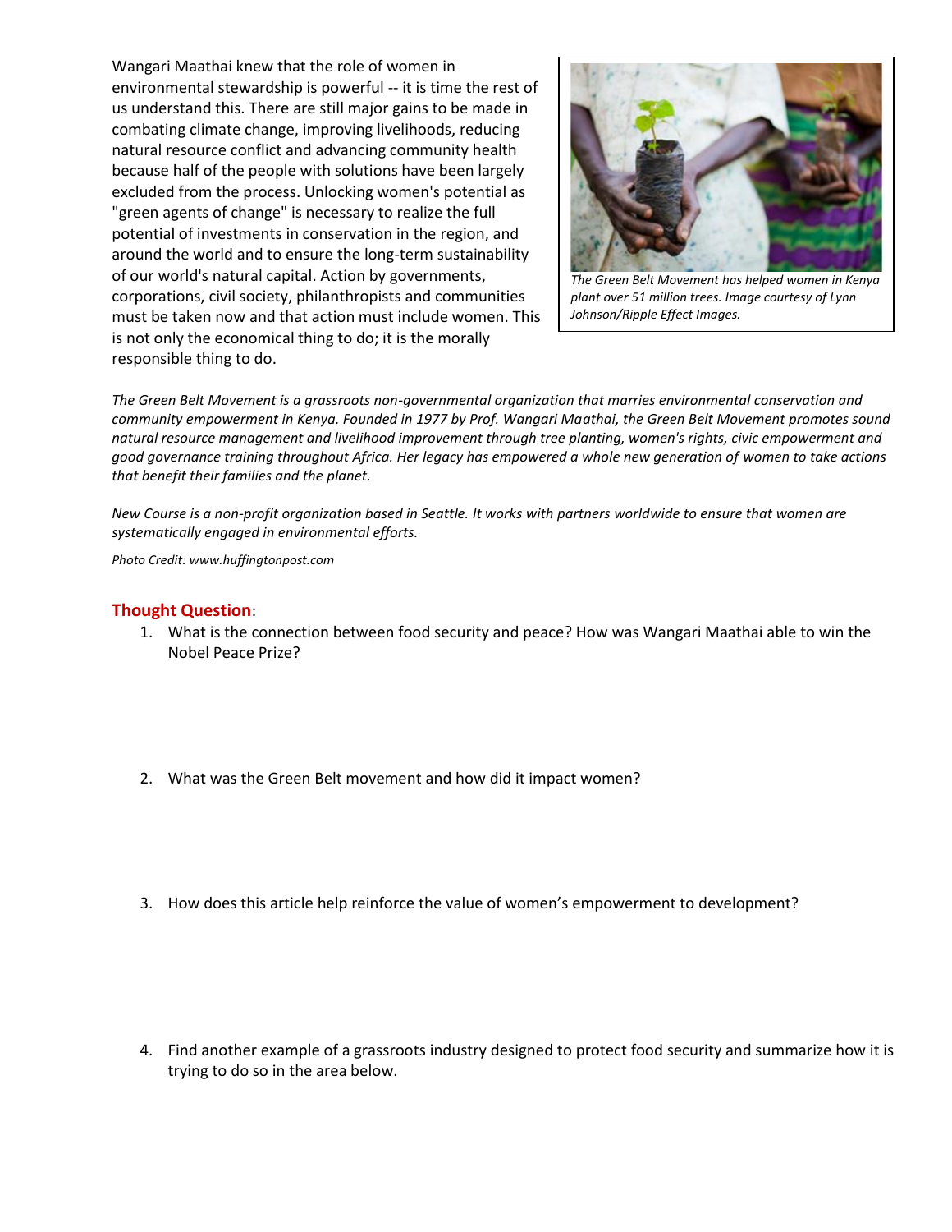Wangari Maathai knew that the role of women in environmental stewardship is powerful -- it is time the rest of us understand this. There are still major gains to be made in combating climate change, improving livelihoods, reducing natural resource conflict and advancing community health because half of the people with solutions have been largely excluded from the process. Unlocking women's potential as "green agents of change" is necessary to realize the full potential of investments in conservation in the region, and around the world and to ensure the long-term sustainability of our world's natural capital. Action by governments, corporations, civil society, philanthropists and communities must be taken now and that action must include women. This is not only the economical thing to do; it is the morally responsible thing to do.

*The Green Belt Movement has helped women in Kenya plant over 51 million trees. Image courtesy of Lynn Johnson/Ripple Effect Images.*

*The Green Belt Movement is a grassroots non-governmental organization that marries environmental conservation and community empowerment in Kenya. Founded in 1977 by Prof. Wangari Maathai, the Green Belt Movement promotes sound natural resource management and livelihood improvement through tree planting, women's rights, civic empowerment and good governance training throughout Africa. Her legacy has empowered a whole new generation of women to take actions that benefit their families and the planet.*

*New Course is a non-profit organization based in Seattle. It works with partners worldwide to ensure that women are systematically engaged in environmental efforts.*

*Photo Credit: www.huffingtonpost.com*

**Thought Question**:

1. What is the connection between food security and peace? How was Wangari Maathai able to win the Nobel Peace Prize?

2. What was the Green Belt movement and how did it impact women?

3. How does this article help reinforce the value of women's empowerment to development?

4. Find another example of a grassroots industry designed to protect food security and summarize how it is trying to do so in the area below.